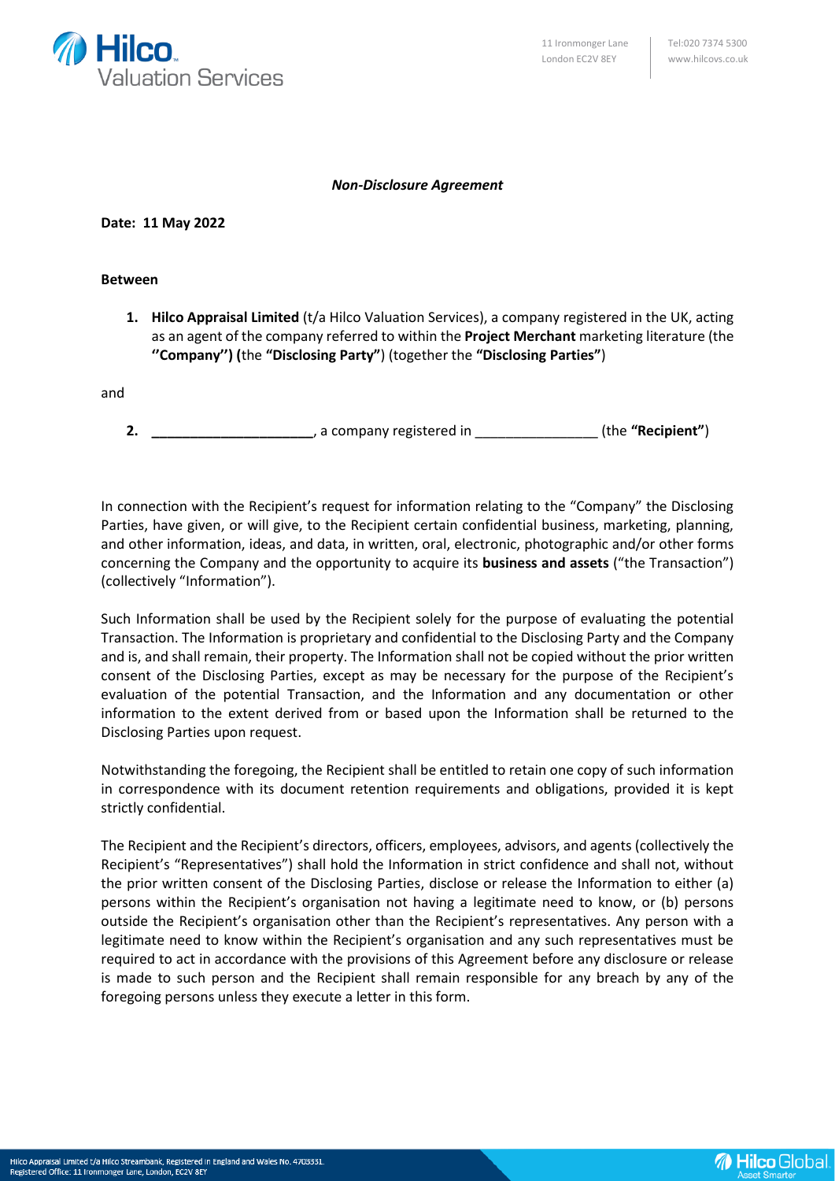***Non-Disclosure Agreement***

**Date: 11 May 2022**

**Between**

1. **Hilco Appraisal Limited** (t/a Hilco Valuation Services), a company registered in the UK, acting as an agent of the company referred to within the **Project Merchant** marketing literature (the **''Company'') (**the **"Disclosing Party"**) (together the **"Disclosing Parties"**)

and

2. **_____________________**, a company registered in ________________ (the **"Recipient"**)

In connection with the Recipient's request for information relating to the "Company" the Disclosing Parties, have given, or will give, to the Recipient certain confidential business, marketing, planning, and other information, ideas, and data, in written, oral, electronic, photographic and/or other forms concerning the Company and the opportunity to acquire its **business and assets** ("the Transaction") (collectively "Information").

Such Information shall be used by the Recipient solely for the purpose of evaluating the potential Transaction. The Information is proprietary and confidential to the Disclosing Party and the Company and is, and shall remain, their property. The Information shall not be copied without the prior written consent of the Disclosing Parties, except as may be necessary for the purpose of the Recipient's evaluation of the potential Transaction, and the Information and any documentation or other information to the extent derived from or based upon the Information shall be returned to the Disclosing Parties upon request.

Notwithstanding the foregoing, the Recipient shall be entitled to retain one copy of such information in correspondence with its document retention requirements and obligations, provided it is kept strictly confidential.

The Recipient and the Recipient's directors, officers, employees, advisors, and agents (collectively the Recipient's "Representatives") shall hold the Information in strict confidence and shall not, without the prior written consent of the Disclosing Parties, disclose or release the Information to either (a) persons within the Recipient's organisation not having a legitimate need to know, or (b) persons outside the Recipient's organisation other than the Recipient's representatives. Any person with a legitimate need to know within the Recipient's organisation and any such representatives must be required to act in accordance with the provisions of this Agreement before any disclosure or release is made to such person and the Recipient shall remain responsible for any breach by any of the foregoing persons unless they execute a letter in this form.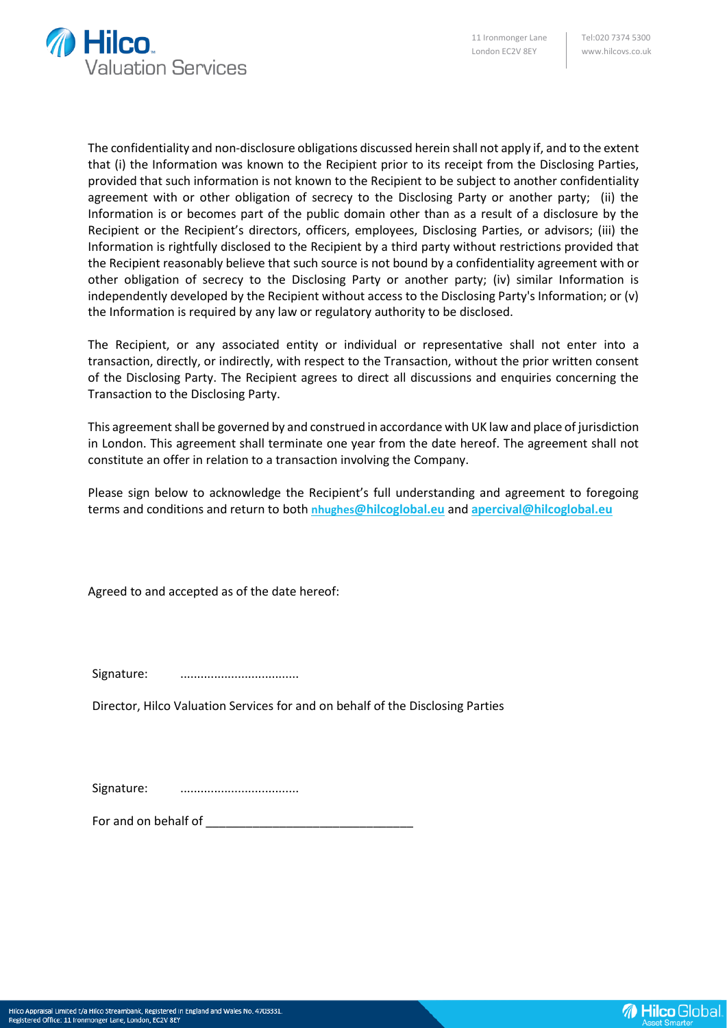The confidentiality and non-disclosure obligations discussed herein shall not apply if, and to the extent that (i) the Information was known to the Recipient prior to its receipt from the Disclosing Parties, provided that such information is not known to the Recipient to be subject to another confidentiality agreement with or other obligation of secrecy to the Disclosing Party or another party; (ii) the Information is or becomes part of the public domain other than as a result of a disclosure by the Recipient or the Recipient's directors, officers, employees, Disclosing Parties, or advisors; (iii) the Information is rightfully disclosed to the Recipient by a third party without restrictions provided that the Recipient reasonably believe that such source is not bound by a confidentiality agreement with or other obligation of secrecy to the Disclosing Party or another party; (iv) similar Information is independently developed by the Recipient without access to the Disclosing Party's Information; or (v) the Information is required by any law or regulatory authority to be disclosed.

The Recipient, or any associated entity or individual or representative shall not enter into a transaction, directly, or indirectly, with respect to the Transaction, without the prior written consent of the Disclosing Party. The Recipient agrees to direct all discussions and enquiries concerning the Transaction to the Disclosing Party.

This agreement shall be governed by and construed in accordance with UK law and place of jurisdiction in London. This agreement shall terminate one year from the date hereof. The agreement shall not constitute an offer in relation to a transaction involving the Company.

Please sign below to acknowledge the Recipient's full understanding and agreement to foregoing terms and conditions and return to both **nhughes@hilcoglobal.eu** and **apercival@hilcoglobal.eu**

Agreed to and accepted as of the date hereof:

Signature: ..................................

Director, Hilco Valuation Services for and on behalf of the Disclosing Parties

Signature: ..................................

For and on behalf of ______________________________